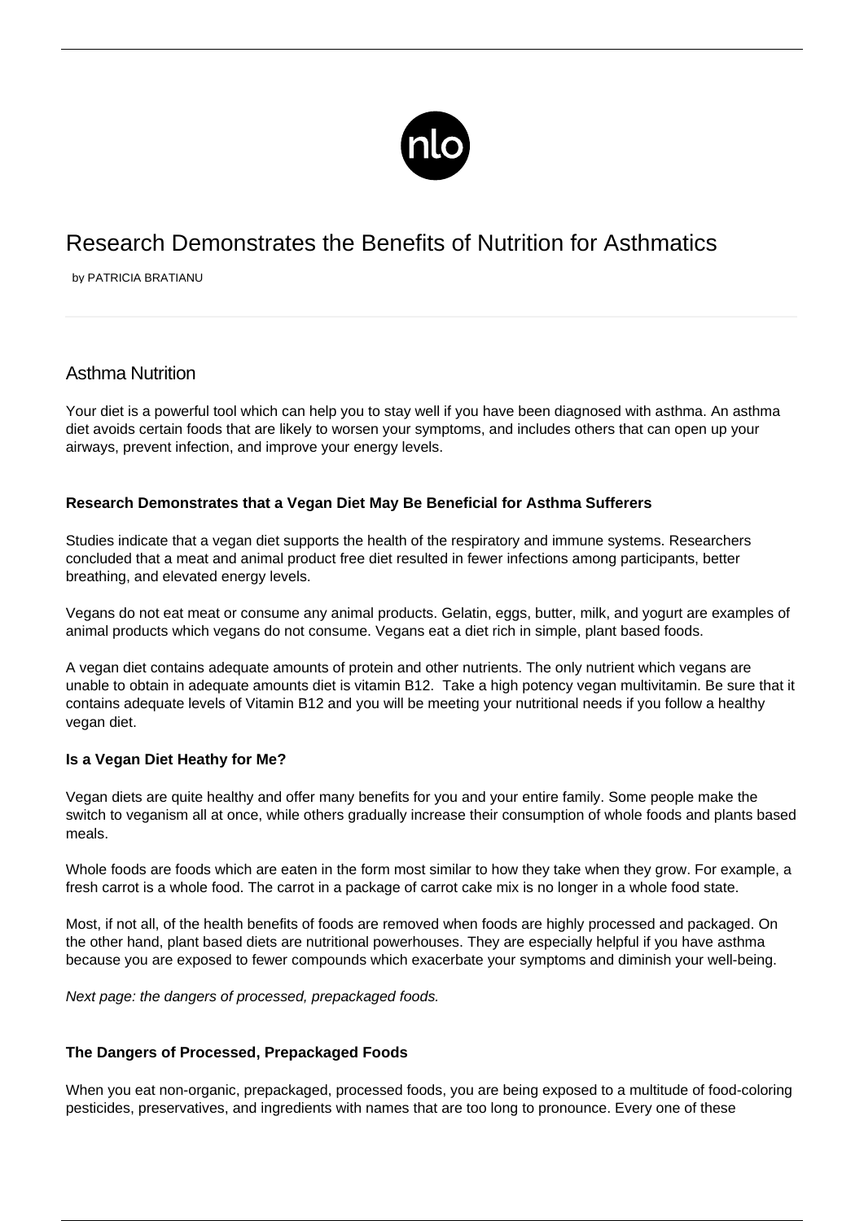# Research Demonstrates the Benefits of Nutrition for Asthmatics

by PATRICIA BRATIANU

## Asthma Nutrition

Your diet is a powerful tool which can help you to stay well if you have been diagnosed with asthma. An asthma diet avoids certain foods that are likely to worsen your symptoms, and includes others that can open up your airways, prevent infection, and improve your energy levels.

### Research Demonstrates that a Vegan Diet May Be Beneficial for Asthma Sufferers

Studies indicate that a vegan diet supports the health of the respiratory and immune systems. Researchers concluded that a meat and animal product free diet resulted in fewer infections among participants, better breathing, and elevated energy levels.

Vegans do not eat meat or consume any animal products. Gelatin, eggs, butter, milk, and yogurt are examples of animal products which vegans do not consume. Vegans eat a diet rich in simple, plant based foods.

A vegan diet contains adequate amounts of protein and other nutrients. The only nutrient which vegans are unable to obtain in adequate amounts diet is vitamin B12. Take a high potency vegan multivitamin. Be sure that it contains adequate levels of Vitamin B12 and you will be meeting your nutritional needs if you follow a healthy vegan diet.

### Is a Vegan Diet Heathy for Me?

Vegan diets are quite healthy and offer many benefits for you and your entire family. Some people make the switch to veganism all at once, while others gradually increase their consumption of whole foods and plants based meals.

Whole foods are foods which are eaten in the form most similar to how they take when they grow. For example, a fresh carrot is a whole food. The carrot in a package of carrot cake mix is no longer in a whole food state.

Most, if not all, of the health benefits of foods are removed when foods are highly processed and packaged. On the other hand, plant based diets are nutritional powerhouses. They are especially helpful if you have asthma because you are exposed to fewer compounds which exacerbate your symptoms and diminish your well-being.

*Next page: the dangers of processed, prepackaged foods.*

### The Dangers of Processed, Prepackaged Foods

When you eat non-organic, prepackaged, processed foods, you are being exposed to a multitude of food-coloring pesticides, preservatives, and ingredients with names that are too long to pronounce. Every one of these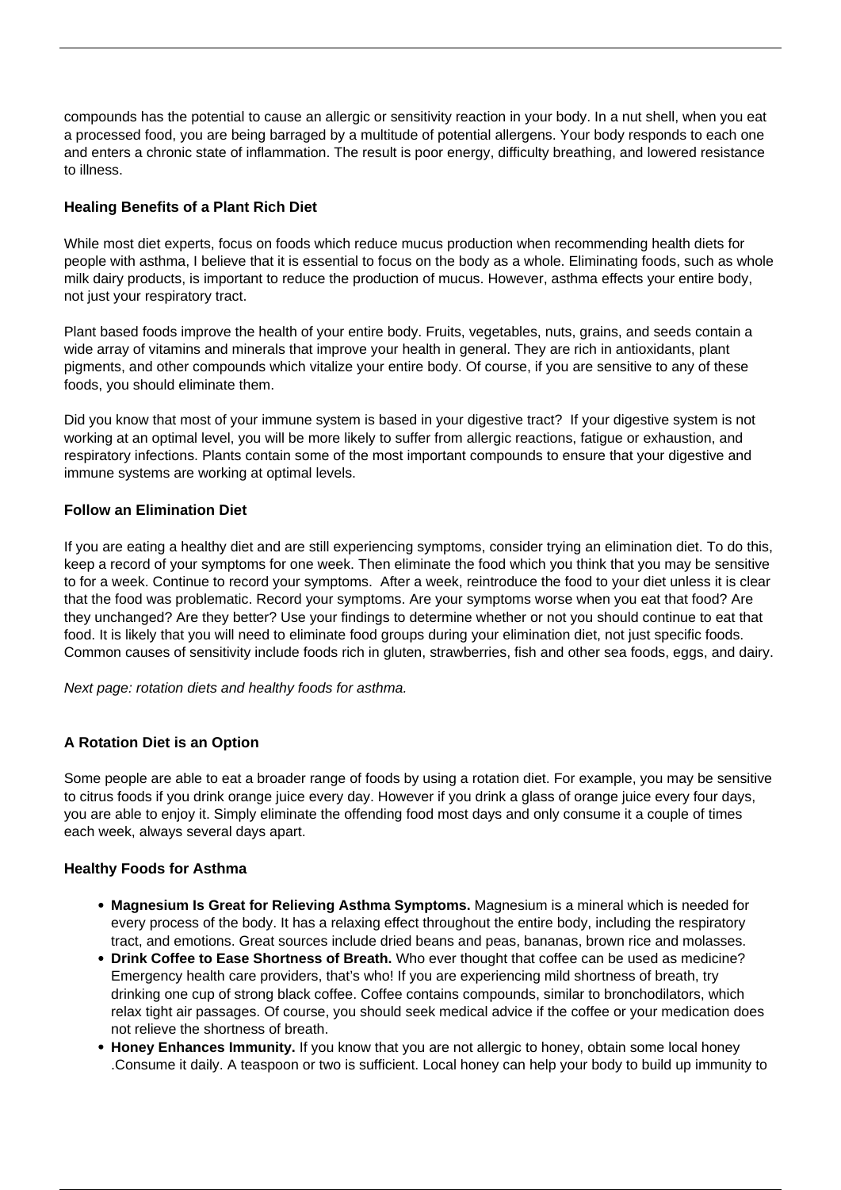compounds has the potential to cause an allergic or sensitivity reaction in your body. In a nut shell, when you eat a processed food, you are being barraged by a multitude of potential allergens. Your body responds to each one and enters a chronic state of inflammation. The result is poor energy, difficulty breathing, and lowered resistance to illness.

#### Healing Benefits of a Plant Rich Diet

While most diet experts, focus on foods which reduce mucus production when recommending health diets for people with asthma, I believe that it is essential to focus on the body as a whole. Eliminating foods, such as whole milk dairy products, is important to reduce the production of mucus. However, asthma effects your entire body, not just your respiratory tract.

Plant based foods improve the health of your entire body. Fruits, vegetables, nuts, grains, and seeds contain a wide array of vitamins and minerals that improve your health in general. They are rich in antioxidants, plant pigments, and other compounds which vitalize your entire body. Of course, if you are sensitive to any of these foods, you should eliminate them.

Did you know that most of your immune system is based in your digestive tract? If your digestive system is not working at an optimal level, you will be more likely to suffer from allergic reactions, fatigue or exhaustion, and respiratory infections. Plants contain some of the most important compounds to ensure that your digestive and immune systems are working at optimal levels.

#### Follow an Elimination Diet

If you are eating a healthy diet and are still experiencing symptoms, consider trying an elimination diet. To do this, keep a record of your symptoms for one week. Then eliminate the food which you think that you may be sensitive to for a week. Continue to record your symptoms. After a week, reintroduce the food to your diet unless it is clear that the food was problematic. Record your symptoms. Are your symptoms worse when you eat that food? Are they unchanged? Are they better? Use your findings to determine whether or not you should continue to eat that food. It is likely that you will need to eliminate food groups during your elimination diet, not just specific foods. Common causes of sensitivity include foods rich in gluten, strawberries, fish and other sea foods, eggs, and dairy.

*Next page: rotation diets and healthy foods for asthma.*

#### A Rotation Diet is an Option

Some people are able to eat a broader range of foods by using a rotation diet. For example, you may be sensitive to citrus foods if you drink orange juice every day. However if you drink a glass of orange juice every four days, you are able to enjoy it. Simply eliminate the offending food most days and only consume it a couple of times each week, always several days apart.

#### Healthy Foods for Asthma

- **Magnesium Is Great for Relieving Asthma Symptoms.** Magnesium is a mineral which is needed for every process of the body. It has a relaxing effect throughout the entire body, including the respiratory tract, and emotions. Great sources include dried beans and peas, bananas, brown rice and molasses.
- **Drink Coffee to Ease Shortness of Breath.** Who ever thought that coffee can be used as medicine? Emergency health care providers, that's who! If you are experiencing mild shortness of breath, try drinking one cup of strong black coffee. Coffee contains compounds, similar to bronchodilators, which relax tight air passages. Of course, you should seek medical advice if the coffee or your medication does not relieve the shortness of breath.
- **Honey Enhances Immunity.** If you know that you are not allergic to honey, obtain some local honey .Consume it daily. A teaspoon or two is sufficient. Local honey can help your body to build up immunity to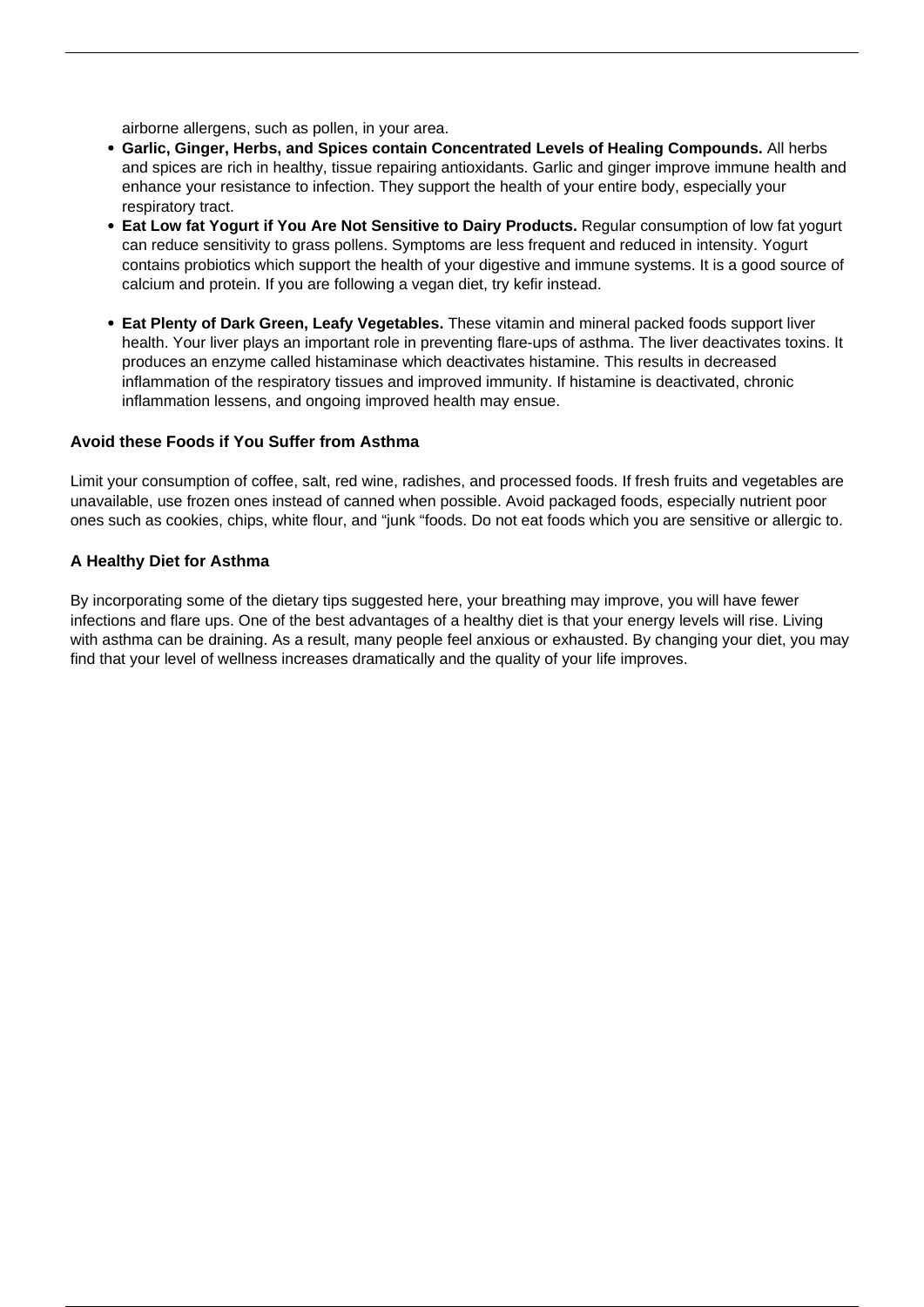airborne allergens, such as pollen, in your area.

- **Garlic, Ginger, Herbs, and Spices contain Concentrated Levels of Healing Compounds.** All herbs and spices are rich in healthy, tissue repairing antioxidants. Garlic and ginger improve immune health and enhance your resistance to infection. They support the health of your entire body, especially your respiratory tract.
- **Eat Low fat Yogurt if You Are Not Sensitive to Dairy Products.** Regular consumption of low fat yogurt can reduce sensitivity to grass pollens. Symptoms are less frequent and reduced in intensity. Yogurt contains probiotics which support the health of your digestive and immune systems. It is a good source of calcium and protein. If you are following a vegan diet, try kefir instead.
- **Eat Plenty of Dark Green, Leafy Vegetables.** These vitamin and mineral packed foods support liver health. Your liver plays an important role in preventing flare-ups of asthma. The liver deactivates toxins. It produces an enzyme called histaminase which deactivates histamine. This results in decreased inflammation of the respiratory tissues and improved immunity. If histamine is deactivated, chronic inflammation lessens, and ongoing improved health may ensue.

#### Avoid these Foods if You Suffer from Asthma

Limit your consumption of coffee, salt, red wine, radishes, and processed foods. If fresh fruits and vegetables are unavailable, use frozen ones instead of canned when possible. Avoid packaged foods, especially nutrient poor ones such as cookies, chips, white flour, and "junk "foods. Do not eat foods which you are sensitive or allergic to.

#### A Healthy Diet for Asthma

By incorporating some of the dietary tips suggested here, your breathing may improve, you will have fewer infections and flare ups. One of the best advantages of a healthy diet is that your energy levels will rise. Living with asthma can be draining. As a result, many people feel anxious or exhausted. By changing your diet, you may find that your level of wellness increases dramatically and the quality of your life improves.